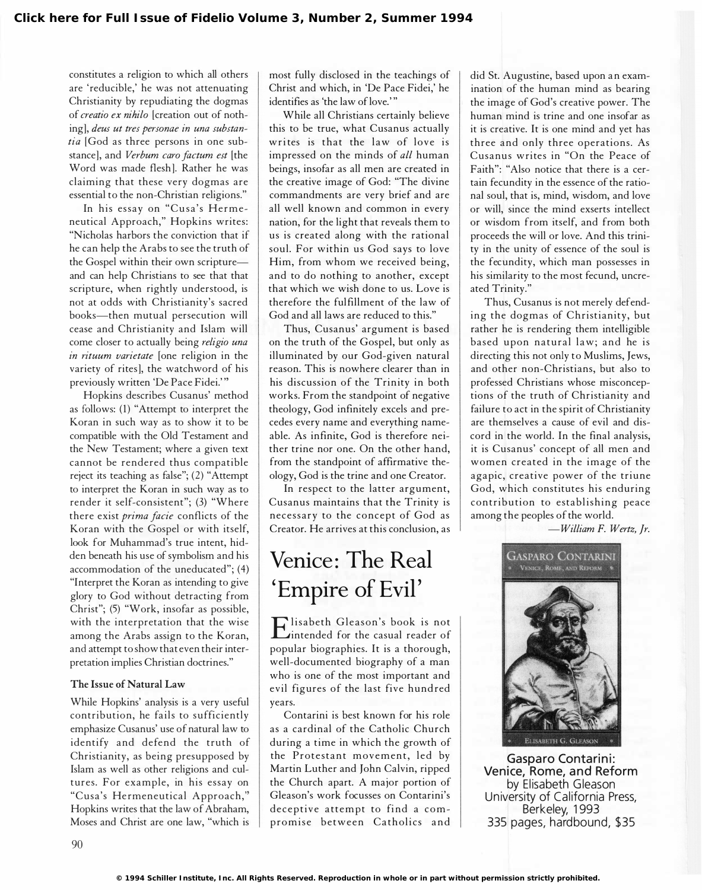constitutes a religion to which all others are 'reducible,' he was not attenuating Christianity by repudiating the dogmas of *creatio ex nihilo* [creation out of nothing], *deus ut tres personae in una substantia* [God as three persons in one substance], and *Verbum caro factum est* [the Word was made flesh]. Rather he was claiming that these very dogmas are essential to the non-Christian religions."

In his essay on "Cusa's Hermeneutical Approach," Hopkins writes: "Nicholas harbors the conviction that if he can help the Arabs to see the truth of the Gospel within their own scripture—and can help Christians to see that that scripture, when rightly understood, is not at odds with Christianity's sacred books—then mutual persecution will cease and Christianity and Islam will come closer to actually being *religio una in rituum varietate* [one religion in the variety of rites], the watchword of his previously written 'De Pace Fidei.'"

Hopkins describes Cusanus' method as follows: (1) "Attempt to interpret the Koran in such way as to show it to be compatible with the Old Testament and the New Testament; where a given text cannot be rendered thus compatible reject its teaching as false"; (2) "Attempt to interpret the Koran in such way as to render it self-consistent"; (3) "Where there exist *prima facie* conflicts of the Koran with the Gospel or with itself, look for Muhammad's true intent, hidden beneath his use of symbolism and his accommodation of the uneducated"; (4) "Interpret the Koran as intending to give glory to God without detracting from Christ"; (5) "Work, insofar as possible, with the interpretation that the wise among the Arabs assign to the Koran, and attempt to show that even their interpretation implies Christian doctrines."

### The Issue of Natural Law

While Hopkins' analysis is a very useful contribution, he fails to sufficiently emphasize Cusanus' use of natural law to identify and defend the truth of Christianity, as being presupposed by Islam as well as other religions and cultures. For example, in his essay on "Cusa's Hermeneutical Approach," Hopkins writes that the law of Abraham, Moses and Christ are one law, "which is most fully disclosed in the teachings of Christ and which, in 'De Pace Fidei,' he identifies as 'the law of love.'"

While all Christians certainly believe this to be true, what Cusanus actually writes is that the law of love is impressed on the minds of *all* human beings, insofar as all men are created in the creative image of God: "The divine commandments are very brief and are all well known and common in every nation, for the light that reveals them to us is created along with the rational soul. For within us God says to love Him, from whom we received being, and to do nothing to another, except that which we wish done to us. Love is therefore the fulfillment of the law of God and all laws are reduced to this."

Thus, Cusanus' argument is based on the truth of the Gospel, but only as illuminated by our God-given natural reason. This is nowhere clearer than in his discussion of the Trinity in both works. From the standpoint of negative theology, God infinitely excels and precedes every name and everything nameable. As infinite, God is therefore neither trine nor one. On the other hand, from the standpoint of affirmative theology, God is the trine and one Creator.

In respect to the latter argument, Cusanus maintains that the Trinity is necessary to the concept of God as Creator. He arrives at this conclusion, as did St. Augustine, based upon an examination of the human mind as bearing the image of God's creative power. The human mind is trine and one insofar as it is creative. It is one mind and yet has three and only three operations. As Cusanus writes in "On the Peace of Faith": "Also notice that there is a certain fecundity in the essence of the rational soul, that is, mind, wisdom, and love or will, since the mind exserts intellect or wisdom from itself, and from both proceeds the will or love. And this trinity in the unity of essence of the soul is the fecundity, which man possesses in his similarity to the most fecund, uncreated Trinity."

Thus, Cusanus is not merely defending the dogmas of Christianity, but rather he is rendering them intelligible based upon natural law; and he is directing this not only to Muslims, Jews, and other non-Christians, but also to professed Christians whose misconceptions of the truth of Christianity and failure to act in the spirit of Christianity are themselves a cause of evil and discord in the world. In the final analysis, it is Cusanus' concept of all men and women created in the image of the agapic, creative power of the triune God, which constitutes his enduring contribution to establishing peace among the peoples of the world.

*—William F. Wertz, Jr.*

# Venice: The Real 'Empire of Evil'

Elisabeth Gleason's book is not intended for the casual reader of popular biographies. It is a thorough, well-documented biography of a man who is one of the most important and evil figures of the last five hundred years.

Contarini is best known for his role as a cardinal of the Catholic Church during a time in which the growth of the Protestant movement, led by Martin Luther and John Calvin, ripped the Church apart. A major portion of Gleason's work focusses on Contarini's deceptive attempt to find a compromise between Catholics and

**Gasparo Contarini: Venice, Rome, and Reform**
by Elisabeth Gleason
University of California Press, Berkeley, 1993
335 pages, hardbound, $35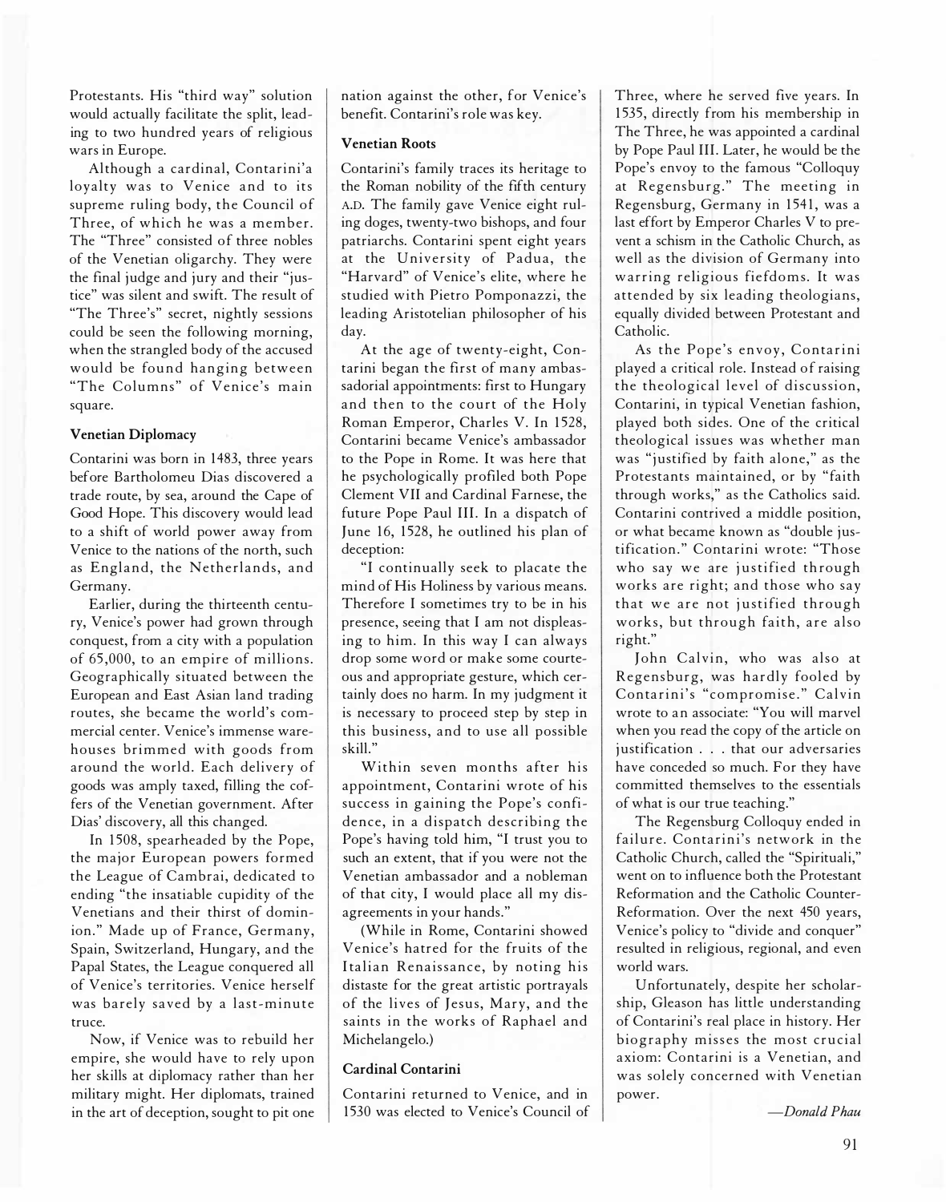Protestants. His "third way" solution would actually facilitate the split, leading to two hundred years of religious wars in Europe.

Although a cardinal, Contarini'a loyalty was to Venice and to its supreme ruling body, the Council of Three, of which he was a member. The "Three" consisted of three nobles of the Venetian oligarchy. They were the final judge and jury and their "justice" was silent and swift. The result of "The Three's" secret, nightly sessions could be seen the following morning, when the strangled body of the accused would be found hanging between "The Columns" of Venice's main square.

### Venetian Diplomacy

Contarini was born in 1483, three years before Bartholomeu Dias discovered a trade route, by sea, around the Cape of Good Hope. This discovery would lead to a shift of world power away from Venice to the nations of the north, such as England, the Netherlands, and Germany.

Earlier, during the thirteenth century, Venice's power had grown through conquest, from a city with a population of 65,000, to an empire of millions. Geographically situated between the European and East Asian land trading routes, she became the world's commercial center. Venice's immense warehouses brimmed with goods from around the world. Each delivery of goods was amply taxed, filling the coffers of the Venetian government. After Dias' discovery, all this changed.

In 1508, spearheaded by the Pope, the major European powers formed the League of Cambrai, dedicated to ending "the insatiable cupidity of the Venetians and their thirst of dominion." Made up of France, Germany, Spain, Switzerland, Hungary, and the Papal States, the League conquered all of Venice's territories. Venice herself was barely saved by a last-minute truce.

Now, if Venice was to rebuild her empire, she would have to rely upon her skills at diplomacy rather than her military might. Her diplomats, trained in the art of deception, sought to pit one nation against the other, for Venice's benefit. Contarini's role was key.

### Venetian Roots

Contarini's family traces its heritage to the Roman nobility of the fifth century A.D. The family gave Venice eight ruling doges, twenty-two bishops, and four patriarchs. Contarini spent eight years at the University of Padua, the "Harvard" of Venice's elite, where he studied with Pietro Pomponazzi, the leading Aristotelian philosopher of his day.

At the age of twenty-eight, Contarini began the first of many ambassadorial appointments: first to Hungary and then to the court of the Holy Roman Emperor, Charles V. In 1528, Contarini became Venice's ambassador to the Pope in Rome. It was here that he psychologically profiled both Pope Clement VII and Cardinal Farnese, the future Pope Paul III. In a dispatch of June 16, 1528, he outlined his plan of deception:

"I continually seek to placate the mind of His Holiness by various means. Therefore I sometimes try to be in his presence, seeing that I am not displeasing to him. In this way I can always drop some word or make some courteous and appropriate gesture, which certainly does no harm. In my judgment it is necessary to proceed step by step in this business, and to use all possible skill."

Within seven months after his appointment, Contarini wrote of his success in gaining the Pope's confidence, in a dispatch describing the Pope's having told him, "I trust you to such an extent, that if you were not the Venetian ambassador and a nobleman of that city, I would place all my disagreements in your hands."

(While in Rome, Contarini showed Venice's hatred for the fruits of the Italian Renaissance, by noting his distaste for the great artistic portrayals of the lives of Jesus, Mary, and the saints in the works of Raphael and Michelangelo.)

### Cardinal Contarini

Contarini returned to Venice, and in 1530 was elected to Venice's Council of Three, where he served five years. In 1535, directly from his membership in The Three, he was appointed a cardinal by Pope Paul III. Later, he would be the Pope's envoy to the famous "Colloquy at Regensburg." The meeting in Regensburg, Germany in 1541, was a last effort by Emperor Charles V to prevent a schism in the Catholic Church, as well as the division of Germany into warring religious fiefdoms. It was attended by six leading theologians, equally divided between Protestant and Catholic.

As the Pope's envoy, Contarini played a critical role. Instead of raising the theological level of discussion, Contarini, in typical Venetian fashion, played both sides. One of the critical theological issues was whether man was "justified by faith alone," as the Protestants maintained, or by "faith through works," as the Catholics said. Contarini contrived a middle position, or what became known as "double justification." Contarini wrote: "Those who say we are justified through works are right; and those who say that we are not justified through works, but through faith, are also right."

John Calvin, who was also at Regensburg, was hardly fooled by Contarini's "compromise." Calvin wrote to an associate: "You will marvel when you read the copy of the article on justification . . . that our adversaries have conceded so much. For they have committed themselves to the essentials of what is our true teaching."

The Regensburg Colloquy ended in failure. Contarini's network in the Catholic Church, called the "Spirituali," went on to influence both the Protestant Reformation and the Catholic Counter-Reformation. Over the next 450 years, Venice's policy to "divide and conquer" resulted in religious, regional, and even world wars.

Unfortunately, despite her scholarship, Gleason has little understanding of Contarini's real place in history. Her biography misses the most crucial axiom: Contarini is a Venetian, and was solely concerned with Venetian power.

*—Donald Phau*